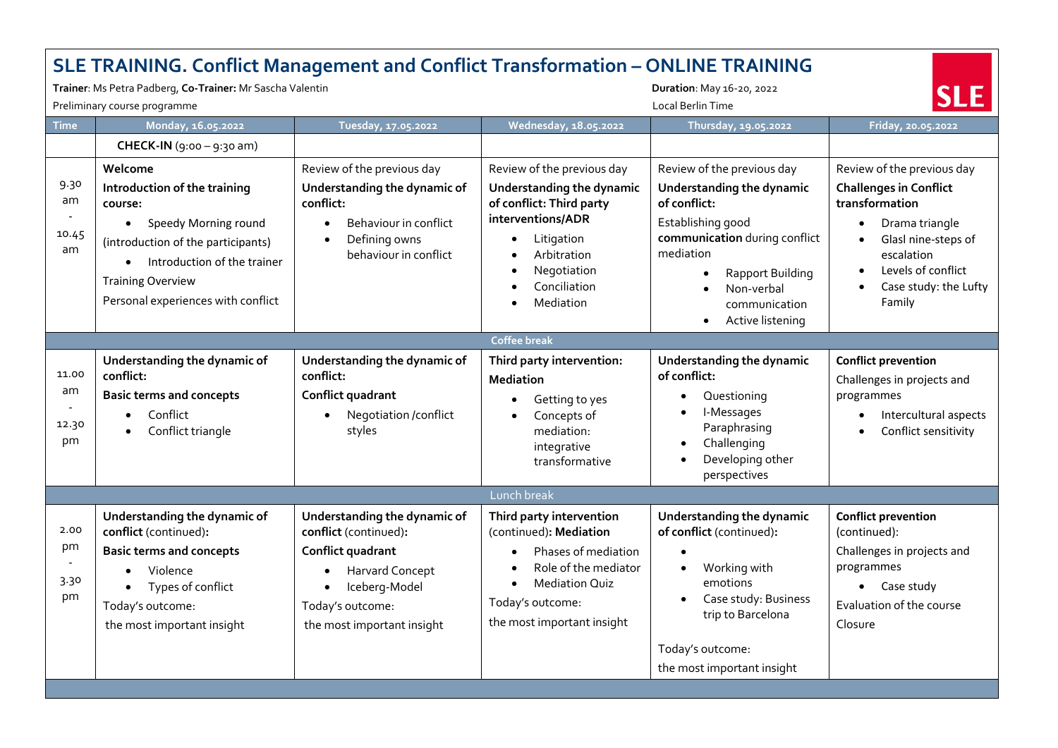# SLE TRAINING. Conflict Management and Conflict Transformation – ONLINE TRAINING

**Trainer**: Ms Petra Padberg, **Co-Trainer:** Mr Sascha Valentin

**Duration**: May 16-20, 2022

Preliminary course programme

Local Berlin Time

| Time | Monday, 16.05.2022 | Tuesday, 17.05.2022 | Wednesday, 18.05.2022 | Thursday, 19.05.2022 | Friday, 20.05.2022 |
|---|---|---|---|---|---|
| | **CHECK-IN** (9:00 – 9:30 am) | | | | |
| 9.30 am - 10.45 am | **Welcome**<br>**Introduction of the training course:**<br>• Speedy Morning round (introduction of the participants)<br>• Introduction of the trainer<br>Training Overview<br>Personal experiences with conflict | Review of the previous day<br>**Understanding the dynamic of conflict:**<br>• Behaviour in conflict<br>• Defining owns behaviour in conflict | Review of the previous day<br>**Understanding the dynamic of conflict: Third party interventions/ADR**<br>• Litigation<br>• Arbitration<br>• Negotiation<br>• Conciliation<br>• Mediation | Review of the previous day<br>**Understanding the dynamic of conflict:**<br>Establishing good **communication** during conflict mediation<br>• Rapport Building<br>• Non-verbal communication<br>• Active listening | Review of the previous day<br>**Challenges in Conflict transformation**<br>• Drama triangle<br>• Glasl nine-steps of escalation<br>• Levels of conflict<br>• Case study: the Lufty Family |
| Coffee break | | | | | |
| 11.00 am - 12.30 pm | **Understanding the dynamic of conflict:**<br>**Basic terms and concepts**<br>• Conflict<br>• Conflict triangle | **Understanding the dynamic of conflict:**<br>**Conflict quadrant**<br>• Negotiation /conflict styles | **Third party intervention: Mediation**<br>• Getting to yes<br>• Concepts of mediation: integrative transformative | **Understanding the dynamic of conflict:**<br>• Questioning<br>• I-Messages Paraphrasing<br>• Challenging<br>• Developing other perspectives | **Conflict prevention**<br>Challenges in projects and programmes<br>• Intercultural aspects<br>• Conflict sensitivity |
| Lunch break | | | | | |
| 2.00 pm - 3.30 pm | **Understanding the dynamic of conflict** (continued)**:**<br>**Basic terms and concepts**<br>• Violence<br>• Types of conflict<br>Today's outcome:<br>the most important insight | **Understanding the dynamic of conflict** (continued)**:**<br>**Conflict quadrant**<br>• Harvard Concept<br>• Iceberg-Model<br>Today's outcome:<br>the most important insight | **Third party intervention** (continued)**: Mediation**<br>• Phases of mediation<br>• Role of the mediator<br>• Mediation Quiz<br>Today's outcome:<br>the most important insight | **Understanding the dynamic of conflict** (continued)**:**<br>•<br>• Working with emotions<br>• Case study: Business trip to Barcelona<br>Today's outcome:<br>the most important insight | **Conflict prevention** (continued):<br>Challenges in projects and programmes<br>• Case study<br>Evaluation of the course<br>Closure |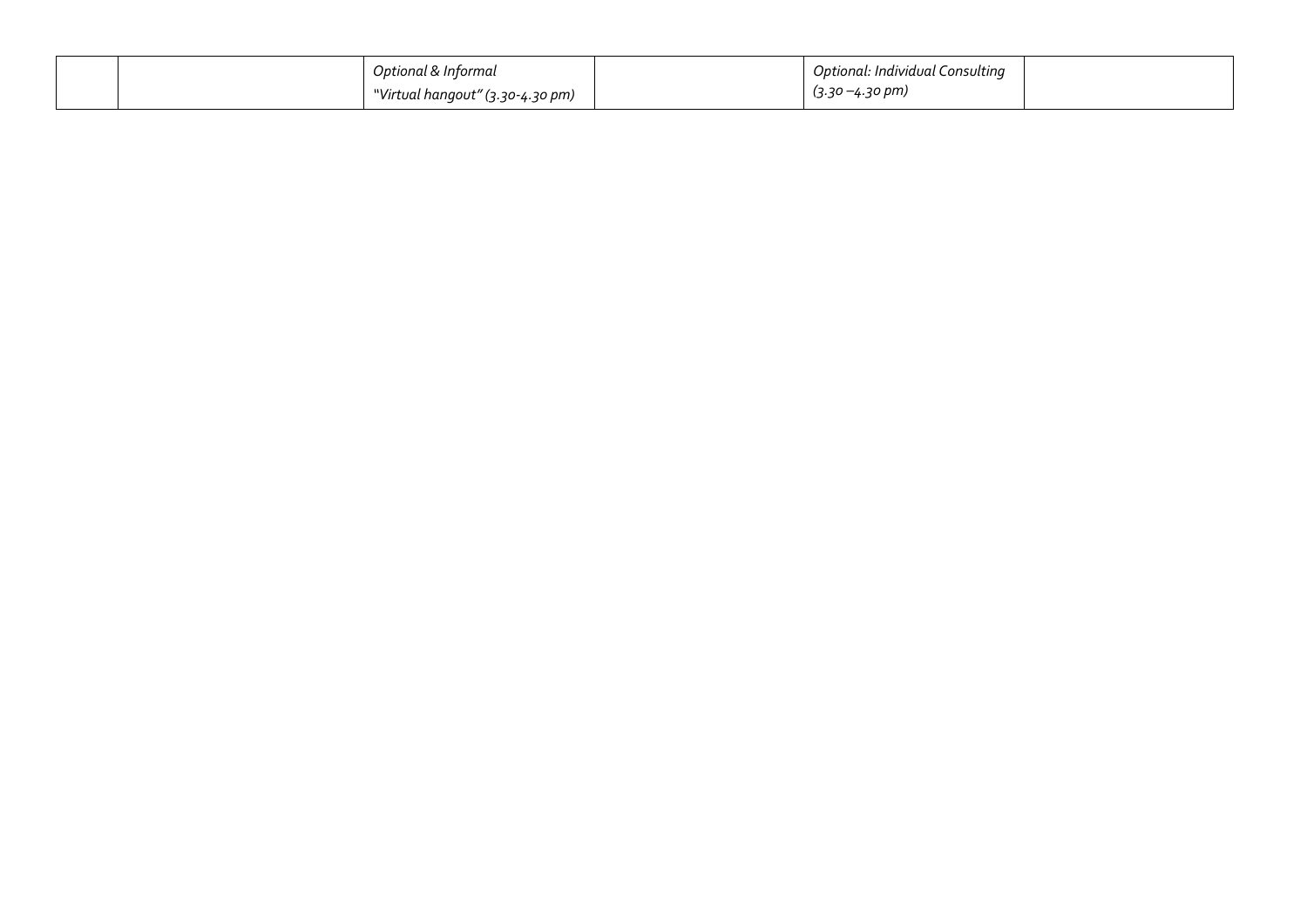| | | | | | |
|---|---|---|---|---|---|
| | | *Optional & Informal "Virtual hangout" (3.30-4.30 pm)* | | *Optional: Individual Consulting (3.30 –4.30 pm)* | |